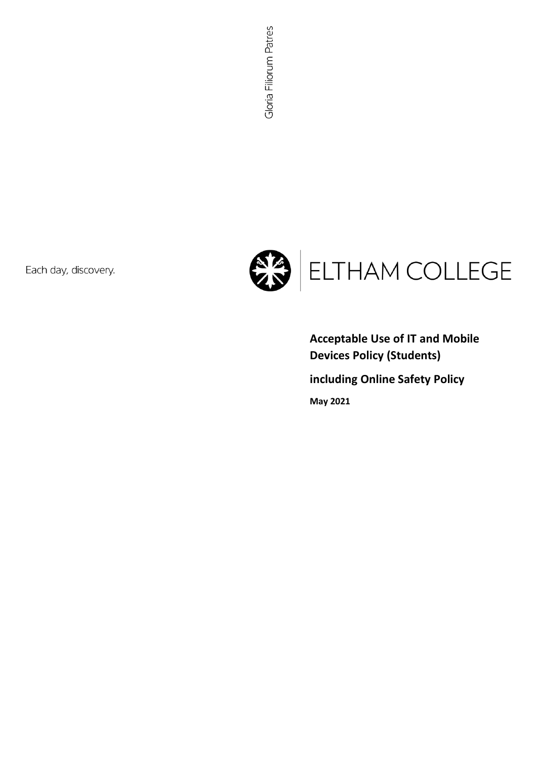Gloria Filiorum Patres

Each day, discovery.

ELTHAM COLLEGE

# Acceptable Use of IT and Mobile Devices Policy (Students)

## including Online Safety Policy

**May 2021**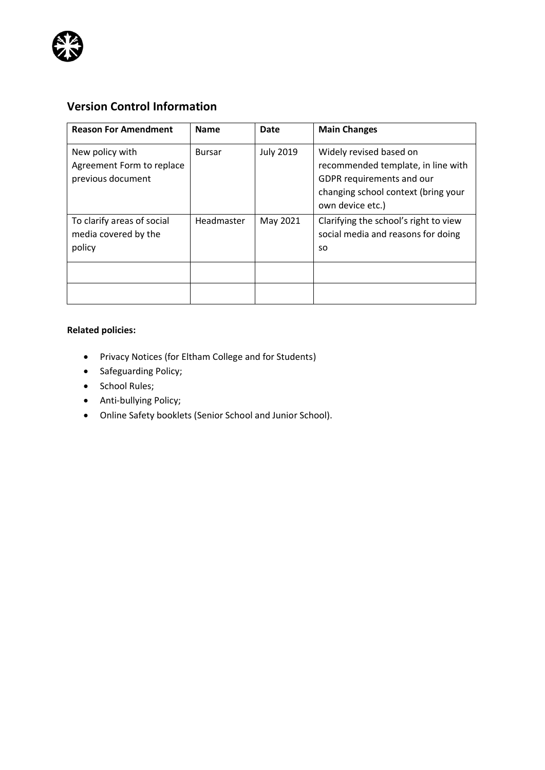## Version Control Information

| Reason For Amendment | Name | Date | Main Changes |
|---|---|---|---|
| New policy with Agreement Form to replace previous document | Bursar | July 2019 | Widely revised based on recommended template, in line with GDPR requirements and our changing school context (bring your own device etc.) |
| To clarify areas of social media covered by the policy | Headmaster | May 2021 | Clarifying the school's right to view social media and reasons for doing so |
| | | | |
| | | | |

**Related policies:**

- Privacy Notices (for Eltham College and for Students)
- Safeguarding Policy;
- School Rules;
- Anti-bullying Policy;
- Online Safety booklets (Senior School and Junior School).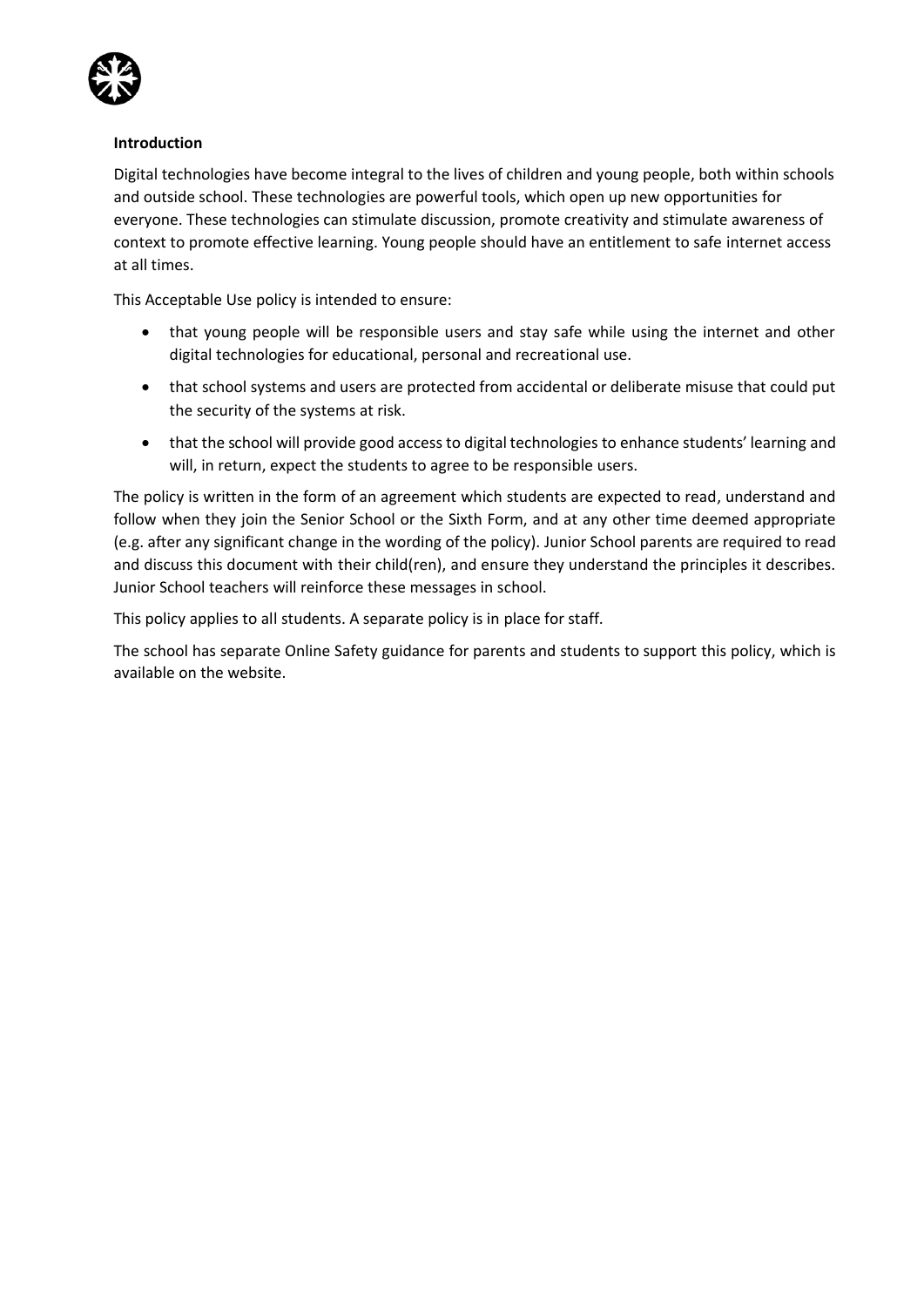**Introduction**

Digital technologies have become integral to the lives of children and young people, both within schools and outside school. These technologies are powerful tools, which open up new opportunities for everyone. These technologies can stimulate discussion, promote creativity and stimulate awareness of context to promote effective learning. Young people should have an entitlement to safe internet access at all times.

This Acceptable Use policy is intended to ensure:

- that young people will be responsible users and stay safe while using the internet and other digital technologies for educational, personal and recreational use.
- that school systems and users are protected from accidental or deliberate misuse that could put the security of the systems at risk.
- that the school will provide good access to digital technologies to enhance students' learning and will, in return, expect the students to agree to be responsible users.

The policy is written in the form of an agreement which students are expected to read, understand and follow when they join the Senior School or the Sixth Form, and at any other time deemed appropriate (e.g. after any significant change in the wording of the policy). Junior School parents are required to read and discuss this document with their child(ren), and ensure they understand the principles it describes. Junior School teachers will reinforce these messages in school.

This policy applies to all students. A separate policy is in place for staff.

The school has separate Online Safety guidance for parents and students to support this policy, which is available on the website.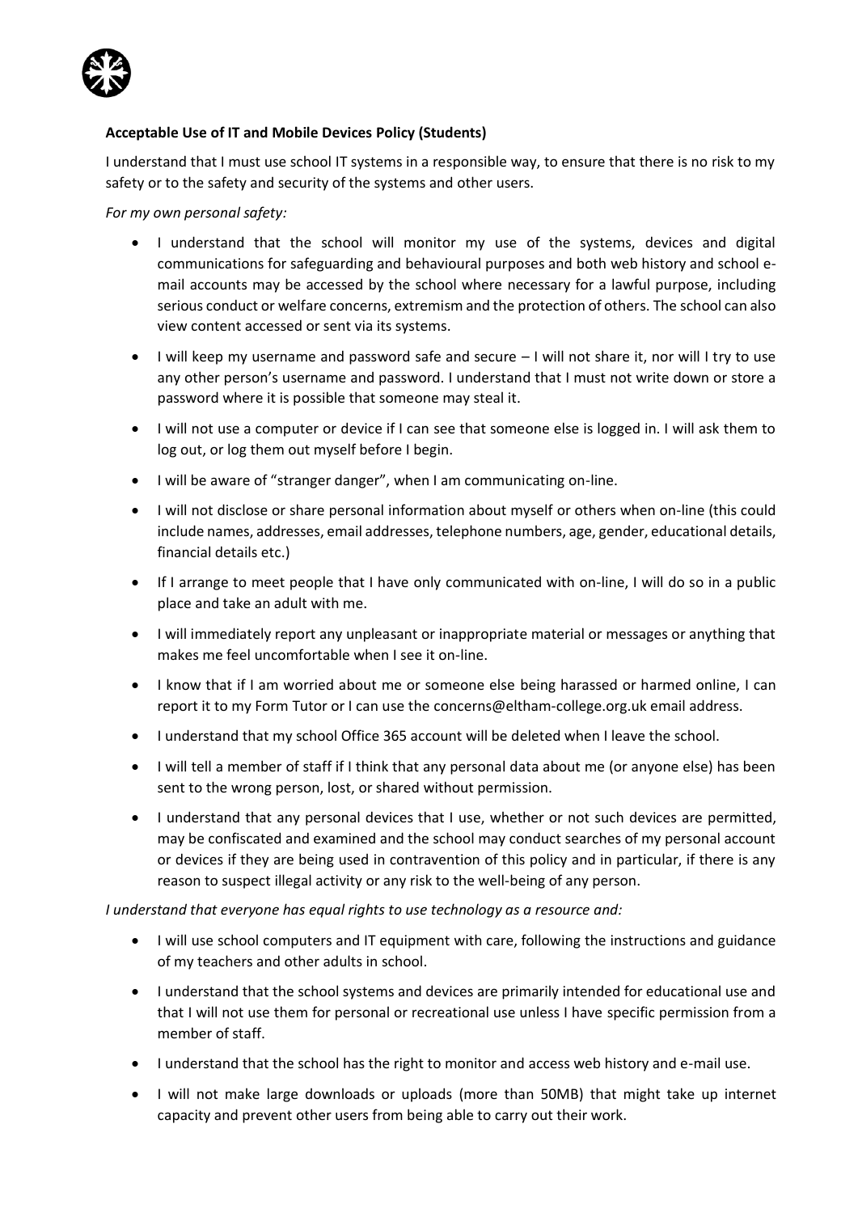**Acceptable Use of IT and Mobile Devices Policy (Students)**

I understand that I must use school IT systems in a responsible way, to ensure that there is no risk to my safety or to the safety and security of the systems and other users.

*For my own personal safety:*

- I understand that the school will monitor my use of the systems, devices and digital communications for safeguarding and behavioural purposes and both web history and school e-mail accounts may be accessed by the school where necessary for a lawful purpose, including serious conduct or welfare concerns, extremism and the protection of others. The school can also view content accessed or sent via its systems.
- I will keep my username and password safe and secure – I will not share it, nor will I try to use any other person's username and password. I understand that I must not write down or store a password where it is possible that someone may steal it.
- I will not use a computer or device if I can see that someone else is logged in. I will ask them to log out, or log them out myself before I begin.
- I will be aware of "stranger danger", when I am communicating on-line.
- I will not disclose or share personal information about myself or others when on-line (this could include names, addresses, email addresses, telephone numbers, age, gender, educational details, financial details etc.)
- If I arrange to meet people that I have only communicated with on-line, I will do so in a public place and take an adult with me.
- I will immediately report any unpleasant or inappropriate material or messages or anything that makes me feel uncomfortable when I see it on-line.
- I know that if I am worried about me or someone else being harassed or harmed online, I can report it to my Form Tutor or I can use the concerns@eltham-college.org.uk email address.
- I understand that my school Office 365 account will be deleted when I leave the school.
- I will tell a member of staff if I think that any personal data about me (or anyone else) has been sent to the wrong person, lost, or shared without permission.
- I understand that any personal devices that I use, whether or not such devices are permitted, may be confiscated and examined and the school may conduct searches of my personal account or devices if they are being used in contravention of this policy and in particular, if there is any reason to suspect illegal activity or any risk to the well-being of any person.

*I understand that everyone has equal rights to use technology as a resource and:*

- I will use school computers and IT equipment with care, following the instructions and guidance of my teachers and other adults in school.
- I understand that the school systems and devices are primarily intended for educational use and that I will not use them for personal or recreational use unless I have specific permission from a member of staff.
- I understand that the school has the right to monitor and access web history and e-mail use.
- I will not make large downloads or uploads (more than 50MB) that might take up internet capacity and prevent other users from being able to carry out their work.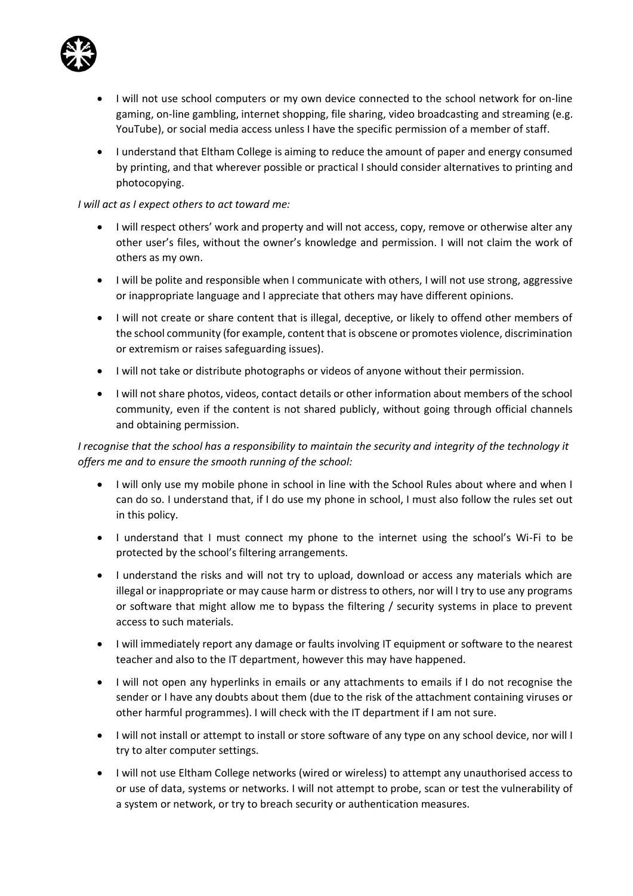- I will not use school computers or my own device connected to the school network for on-line gaming, on-line gambling, internet shopping, file sharing, video broadcasting and streaming (e.g. YouTube), or social media access unless I have the specific permission of a member of staff.
- I understand that Eltham College is aiming to reduce the amount of paper and energy consumed by printing, and that wherever possible or practical I should consider alternatives to printing and photocopying.

*I will act as I expect others to act toward me:*

- I will respect others' work and property and will not access, copy, remove or otherwise alter any other user's files, without the owner's knowledge and permission. I will not claim the work of others as my own.
- I will be polite and responsible when I communicate with others, I will not use strong, aggressive or inappropriate language and I appreciate that others may have different opinions.
- I will not create or share content that is illegal, deceptive, or likely to offend other members of the school community (for example, content that is obscene or promotes violence, discrimination or extremism or raises safeguarding issues).
- I will not take or distribute photographs or videos of anyone without their permission.
- I will not share photos, videos, contact details or other information about members of the school community, even if the content is not shared publicly, without going through official channels and obtaining permission.

*I recognise that the school has a responsibility to maintain the security and integrity of the technology it offers me and to ensure the smooth running of the school:*

- I will only use my mobile phone in school in line with the School Rules about where and when I can do so. I understand that, if I do use my phone in school, I must also follow the rules set out in this policy.
- I understand that I must connect my phone to the internet using the school's Wi-Fi to be protected by the school's filtering arrangements.
- I understand the risks and will not try to upload, download or access any materials which are illegal or inappropriate or may cause harm or distress to others, nor will I try to use any programs or software that might allow me to bypass the filtering / security systems in place to prevent access to such materials.
- I will immediately report any damage or faults involving IT equipment or software to the nearest teacher and also to the IT department, however this may have happened.
- I will not open any hyperlinks in emails or any attachments to emails if I do not recognise the sender or I have any doubts about them (due to the risk of the attachment containing viruses or other harmful programmes). I will check with the IT department if I am not sure.
- I will not install or attempt to install or store software of any type on any school device, nor will I try to alter computer settings.
- I will not use Eltham College networks (wired or wireless) to attempt any unauthorised access to or use of data, systems or networks. I will not attempt to probe, scan or test the vulnerability of a system or network, or try to breach security or authentication measures.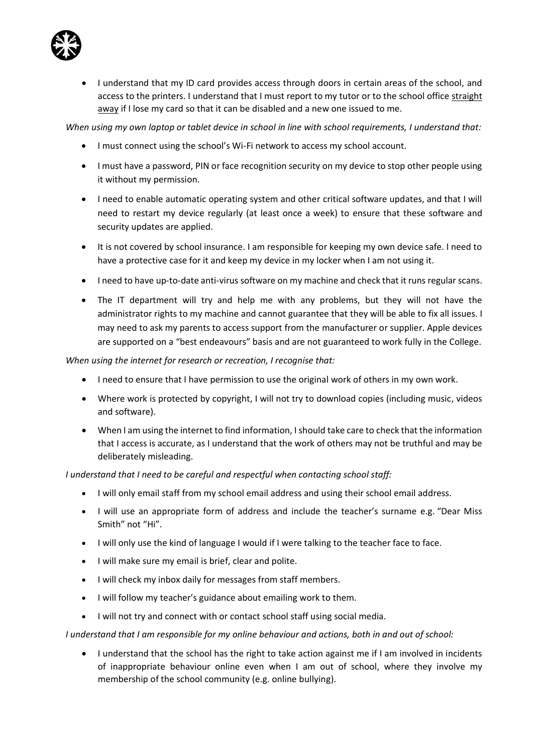- I understand that my ID card provides access through doors in certain areas of the school, and access to the printers. I understand that I must report to my tutor or to the school office <u>straight away</u> if I lose my card so that it can be disabled and a new one issued to me.

*When using my own laptop or tablet device in school in line with school requirements, I understand that:*

- I must connect using the school's Wi-Fi network to access my school account.
- I must have a password, PIN or face recognition security on my device to stop other people using it without my permission.
- I need to enable automatic operating system and other critical software updates, and that I will need to restart my device regularly (at least once a week) to ensure that these software and security updates are applied.
- It is not covered by school insurance. I am responsible for keeping my own device safe. I need to have a protective case for it and keep my device in my locker when I am not using it.
- I need to have up-to-date anti-virus software on my machine and check that it runs regular scans.
- The IT department will try and help me with any problems, but they will not have the administrator rights to my machine and cannot guarantee that they will be able to fix all issues. I may need to ask my parents to access support from the manufacturer or supplier. Apple devices are supported on a "best endeavours" basis and are not guaranteed to work fully in the College.

*When using the internet for research or recreation, I recognise that:*

- I need to ensure that I have permission to use the original work of others in my own work.
- Where work is protected by copyright, I will not try to download copies (including music, videos and software).
- When I am using the internet to find information, I should take care to check that the information that I access is accurate, as I understand that the work of others may not be truthful and may be deliberately misleading.

*I understand that I need to be careful and respectful when contacting school staff:*

- I will only email staff from my school email address and using their school email address.
- I will use an appropriate form of address and include the teacher's surname e.g. "Dear Miss Smith" not "Hi".
- I will only use the kind of language I would if I were talking to the teacher face to face.
- I will make sure my email is brief, clear and polite.
- I will check my inbox daily for messages from staff members.
- I will follow my teacher's guidance about emailing work to them.
- I will not try and connect with or contact school staff using social media.

*I understand that I am responsible for my online behaviour and actions, both in and out of school:*

- I understand that the school has the right to take action against me if I am involved in incidents of inappropriate behaviour online even when I am out of school, where they involve my membership of the school community (e.g. online bullying).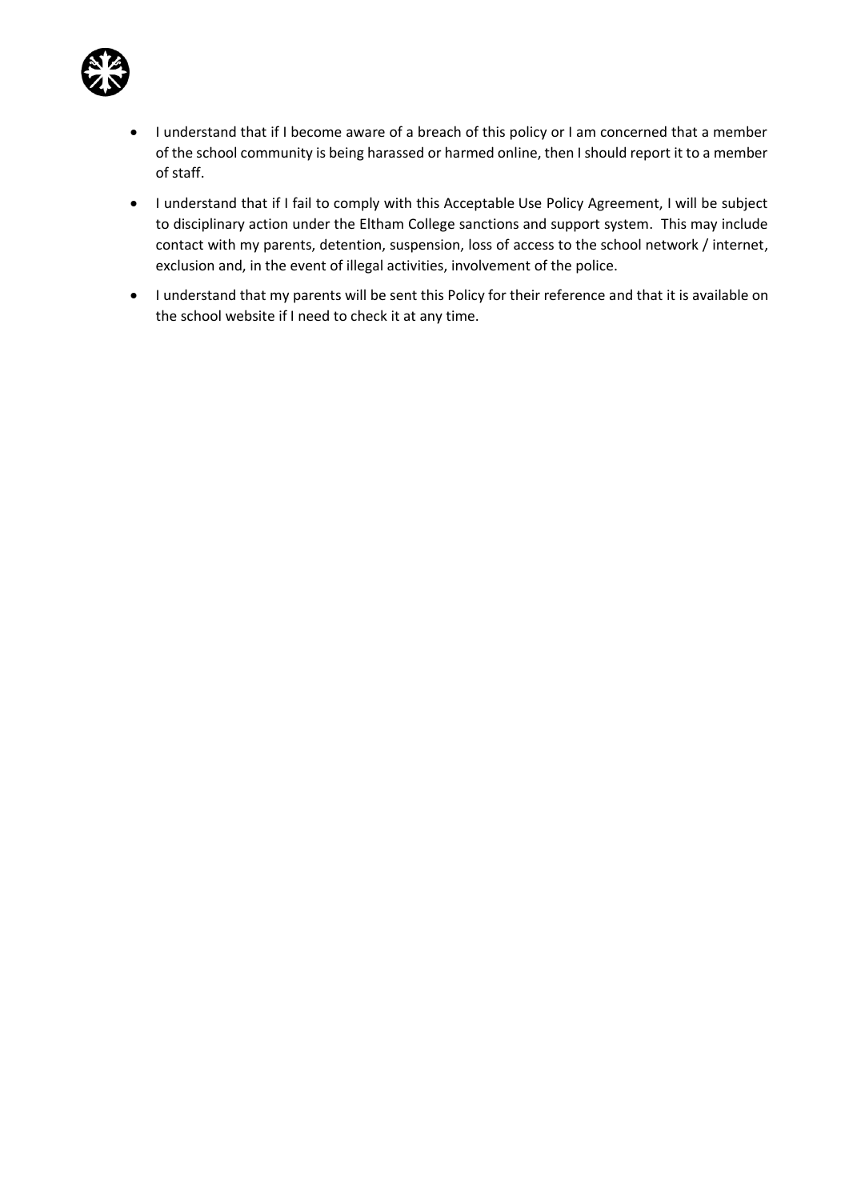- I understand that if I become aware of a breach of this policy or I am concerned that a member of the school community is being harassed or harmed online, then I should report it to a member of staff.
- I understand that if I fail to comply with this Acceptable Use Policy Agreement, I will be subject to disciplinary action under the Eltham College sanctions and support system. This may include contact with my parents, detention, suspension, loss of access to the school network / internet, exclusion and, in the event of illegal activities, involvement of the police.
- I understand that my parents will be sent this Policy for their reference and that it is available on the school website if I need to check it at any time.